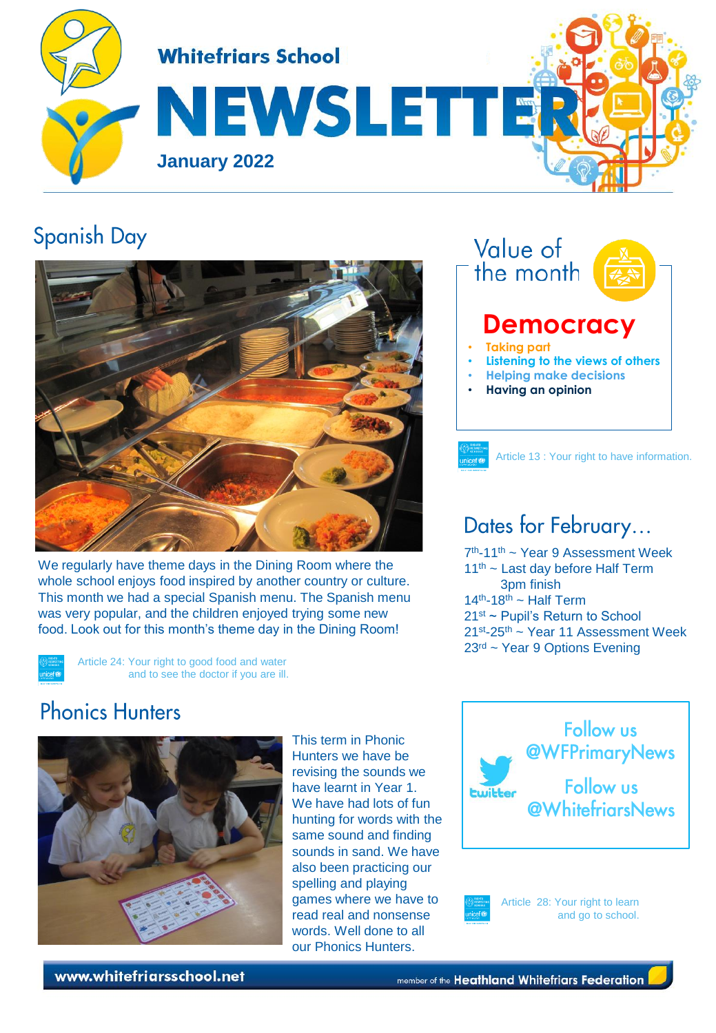# Whitefriars School NEWSLETTER

**January 2022**

## Spanish Day

We regularly have theme days in the Dining Room where the whole school enjoys food inspired by another country or culture. This month we had a special Spanish menu. The Spanish menu was very popular, and the children enjoyed trying some new food. Look out for this month's theme day in the Dining Room!

Article 24: Your right to good food and water and to see the doctor if you are ill.

## Value of the month

### Democracy

- Taking part
- Listening to the views of others
- Helping make decisions
- **Having an opinion**

Article 13 : Your right to have information.

## Dates for February…

7th-11th ~ Year 9 Assessment Week
11th ~ Last day before Half Term 3pm finish
14th-18th ~ Half Term
21st ~ Pupil's Return to School
21st-25th ~ Year 11 Assessment Week
23rd ~ Year 9 Options Evening

## Phonics Hunters

This term in Phonic Hunters we have be revising the sounds we have learnt in Year 1. We have had lots of fun hunting for words with the same sound and finding sounds in sand. We have also been practicing our spelling and playing games where we have to read real and nonsense words. Well done to all our Phonics Hunters.

twitter

Follow us @WFPrimaryNews

Follow us @WhitefriarsNews

Article 28: Your right to learn and go to school.

www.whitefriarsschool.net

member of the Heathland Whitefriars Federation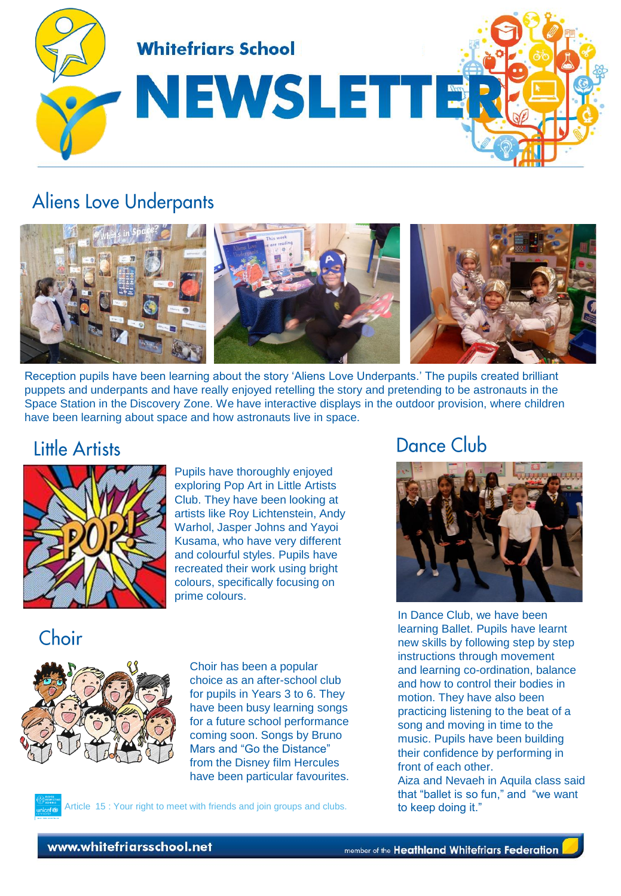Whitefriars School

# NEWSLETTER

## Aliens Love Underpants

Reception pupils have been learning about the story 'Aliens Love Underpants.' The pupils created brilliant puppets and underpants and have really enjoyed retelling the story and pretending to be astronauts in the Space Station in the Discovery Zone. We have interactive displays in the outdoor provision, where children have been learning about space and how astronauts live in space.

## Little Artists

Pupils have thoroughly enjoyed exploring Pop Art in Little Artists Club. They have been looking at artists like Roy Lichtenstein, Andy Warhol, Jasper Johns and Yayoi Kusama, who have very different and colourful styles. Pupils have recreated their work using bright colours, specifically focusing on prime colours.

## Choir

Choir has been a popular choice as an after-school club for pupils in Years 3 to 6. They have been busy learning songs for a future school performance coming soon. Songs by Bruno Mars and "Go the Distance" from the Disney film Hercules have been particular favourites.

Article 15 : Your right to meet with friends and join groups and clubs.

## Dance Club

In Dance Club, we have been learning Ballet. Pupils have learnt new skills by following step by step instructions through movement and learning co-ordination, balance and how to control their bodies in motion. They have also been practicing listening to the beat of a song and moving in time to the music. Pupils have been building their confidence by performing in front of each other.

Aiza and Nevaeh in Aquila class said that "ballet is so fun," and "we want to keep doing it."

www.whitefriarsschool.net — member of the Heathland Whitefriars Federation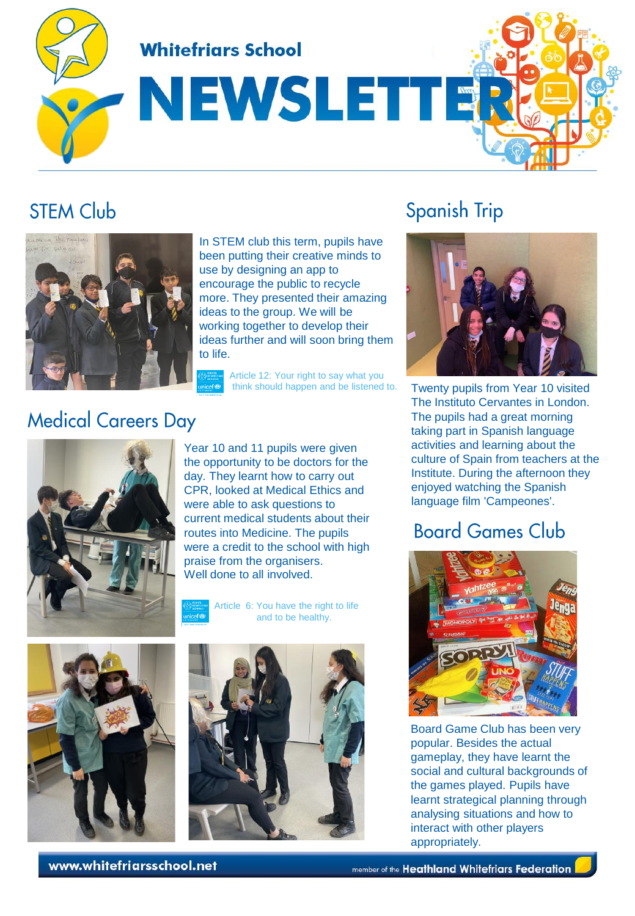# Whitefriars School

# NEWSLETTER

## STEM Club

In STEM club this term, pupils have been putting their creative minds to use by designing an app to encourage the public to recycle more. They presented their amazing ideas to the group. We will be working together to develop their ideas further and will soon bring them to life.

Article 12: Your right to say what you think should happen and be listened to.

## Medical Careers Day

Year 10 and 11 pupils were given the opportunity to be doctors for the day. They learnt how to carry out CPR, looked at Medical Ethics and were able to ask questions to current medical students about their routes into Medicine. The pupils were a credit to the school with high praise from the organisers.
Well done to all involved.

Article 6: You have the right to life and to be healthy.

## Spanish Trip

Twenty pupils from Year 10 visited The Instituto Cervantes in London. The pupils had a great morning taking part in Spanish language activities and learning about the culture of Spain from teachers at the Institute. During the afternoon they enjoyed watching the Spanish language film 'Campeones'.

## Board Games Club

Board Game Club has been very popular. Besides the actual gameplay, they have learnt the social and cultural backgrounds of the games played. Pupils have learnt strategical planning through analysing situations and how to interact with other players appropriately.

www.whitefriarsschool.net — member of the Heathland Whitefriars Federation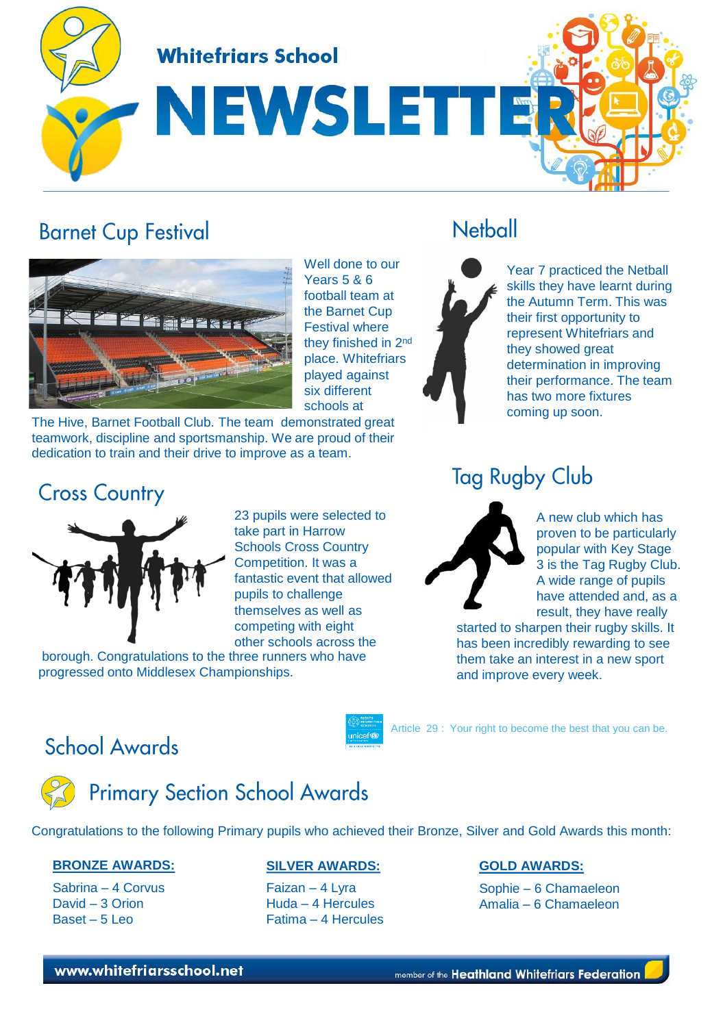Whitefriars School

# NEWSLETTER

## Barnet Cup Festival

Well done to our Years 5 & 6 football team at the Barnet Cup Festival where they finished in 2nd place. Whitefriars played against six different schools at The Hive, Barnet Football Club. The team demonstrated great teamwork, discipline and sportsmanship. We are proud of their dedication to train and their drive to improve as a team.

## Cross Country

23 pupils were selected to take part in Harrow Schools Cross Country Competition. It was a fantastic event that allowed pupils to challenge themselves as well as competing with eight other schools across the borough. Congratulations to the three runners who have progressed onto Middlesex Championships.

## Netball

Year 7 practiced the Netball skills they have learnt during the Autumn Term. This was their first opportunity to represent Whitefriars and they showed great determination in improving their performance. The team has two more fixtures coming up soon.

## Tag Rugby Club

A new club which has proven to be particularly popular with Key Stage 3 is the Tag Rugby Club. A wide range of pupils have attended and, as a result, they have really started to sharpen their rugby skills. It has been incredibly rewarding to see them take an interest in a new sport and improve every week.

## School Awards

Article 29 : Your right to become the best that you can be.

### Primary Section School Awards

Congratulations to the following Primary pupils who achieved their Bronze, Silver and Gold Awards this month:

**BRONZE AWARDS:**

Sabrina – 4 Corvus
David – 3 Orion
Baset – 5 Leo

**SILVER AWARDS:**

Faizan – 4 Lyra
Huda – 4 Hercules
Fatima – 4 Hercules

**GOLD AWARDS:**

Sophie – 6 Chamaeleon
Amalia – 6 Chamaeleon

www.whitefriarsschool.net — member of the Heathland Whitefriars Federation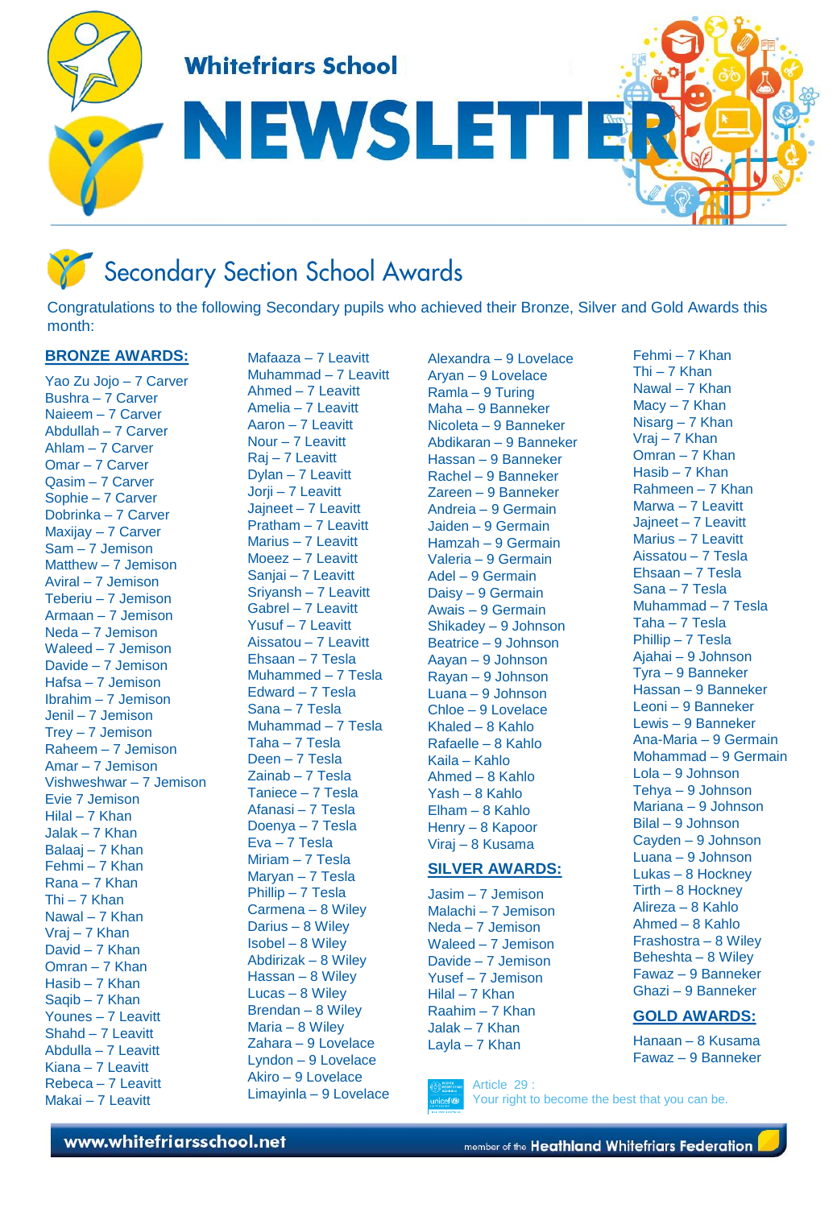# Whitefriars School NEWSLETTER

## Secondary Section School Awards

Congratulations to the following Secondary pupils who achieved their Bronze, Silver and Gold Awards this month:

### BRONZE AWARDS:

Yao Zu Jojo – 7 Carver
Bushra – 7 Carver
Naieem – 7 Carver
Abdullah – 7 Carver
Ahlam – 7 Carver
Omar – 7 Carver
Qasim – 7 Carver
Sophie – 7 Carver
Dobrinka – 7 Carver
Maxijay – 7 Carver
Sam – 7 Jemison
Matthew – 7 Jemison
Aviral – 7 Jemison
Teberiu – 7 Jemison
Armaan – 7 Jemison
Neda – 7 Jemison
Waleed – 7 Jemison
Davide – 7 Jemison
Hafsa – 7 Jemison
Ibrahim – 7 Jemison
Jenil – 7 Jemison
Trey – 7 Jemison
Raheem – 7 Jemison
Amar – 7 Jemison
Vishweshwar – 7 Jemison
Evie 7 Jemison
Hilal – 7 Khan
Jalak – 7 Khan
Balaaj – 7 Khan
Fehmi – 7 Khan
Rana – 7 Khan
Thi – 7 Khan
Nawal – 7 Khan
Vraj – 7 Khan
David – 7 Khan
Omran – 7 Khan
Hasib – 7 Khan
Saqib – 7 Khan
Younes – 7 Leavitt
Shahd – 7 Leavitt
Abdulla – 7 Leavitt
Kiana – 7 Leavitt
Rebeca – 7 Leavitt
Makai – 7 Leavitt
Mafaaza – 7 Leavitt
Muhammad – 7 Leavitt
Ahmed – 7 Leavitt
Amelia – 7 Leavitt
Aaron – 7 Leavitt
Nour – 7 Leavitt
Raj – 7 Leavitt
Dylan – 7 Leavitt
Jorji – 7 Leavitt
Jajneet – 7 Leavitt
Pratham – 7 Leavitt
Marius – 7 Leavitt
Moeez – 7 Leavitt
Sanjai – 7 Leavitt
Sriyansh – 7 Leavitt
Gabrel – 7 Leavitt
Yusuf – 7 Leavitt
Aissatou – 7 Leavitt
Ehsaan – 7 Tesla
Muhammed – 7 Tesla
Edward – 7 Tesla
Sana – 7 Tesla
Muhammad – 7 Tesla
Taha – 7 Tesla
Deen – 7 Tesla
Zainab – 7 Tesla
Taniece – 7 Tesla
Afanasi – 7 Tesla
Doenya – 7 Tesla
Eva – 7 Tesla
Miriam – 7 Tesla
Maryan – 7 Tesla
Phillip – 7 Tesla
Carmena – 8 Wiley
Darius – 8 Wiley
Isobel – 8 Wiley
Abdirizak – 8 Wiley
Hassan – 8 Wiley
Lucas – 8 Wiley
Brendan – 8 Wiley
Maria – 8 Wiley
Zahara – 9 Lovelace
Lyndon – 9 Lovelace
Akiro – 9 Lovelace
Limayinla – 9 Lovelace
Alexandra – 9 Lovelace
Aryan – 9 Lovelace
Ramla – 9 Turing
Maha – 9 Banneker
Nicoleta – 9 Banneker
Abdikaran – 9 Banneker
Hassan – 9 Banneker
Rachel – 9 Banneker
Zareen – 9 Banneker
Andreia – 9 Germain
Jaiden – 9 Germain
Hamzah – 9 Germain
Valeria – 9 Germain
Adel – 9 Germain
Daisy – 9 Germain
Awais – 9 Germain
Shikadey – 9 Johnson
Beatrice – 9 Johnson
Aayan – 9 Johnson
Rayan – 9 Johnson
Luana – 9 Johnson
Chloe – 9 Lovelace
Khaled – 8 Kahlo
Rafaelle – 8 Kahlo
Kaila – Kahlo
Ahmed – 8 Kahlo
Yash – 8 Kahlo
Elham – 8 Kahlo
Henry – 8 Kapoor
Viraj – 8 Kusama

### SILVER AWARDS:

Jasim – 7 Jemison
Malachi – 7 Jemison
Neda – 7 Jemison
Waleed – 7 Jemison
Davide – 7 Jemison
Yusef – 7 Jemison
Hilal – 7 Khan
Raahim – 7 Khan
Jalak – 7 Khan
Layla – 7 Khan
Fehmi – 7 Khan
Thi – 7 Khan
Nawal – 7 Khan
Macy – 7 Khan
Nisarg – 7 Khan
Vraj – 7 Khan
Omran – 7 Khan
Hasib – 7 Khan
Rahmeen – 7 Khan
Marwa – 7 Leavitt
Jajneet – 7 Leavitt
Marius – 7 Leavitt
Aissatou – 7 Tesla
Ehsaan – 7 Tesla
Sana – 7 Tesla
Muhammad – 7 Tesla
Taha – 7 Tesla
Phillip – 7 Tesla
Ajahai – 9 Johnson
Tyra – 9 Banneker
Hassan – 9 Banneker
Leoni – 9 Banneker
Lewis – 9 Banneker
Ana-Maria – 9 Germain
Mohammad – 9 Germain
Lola – 9 Johnson
Tehya – 9 Johnson
Mariana – 9 Johnson
Bilal – 9 Johnson
Cayden – 9 Johnson
Luana – 9 Johnson
Lukas – 8 Hockney
Tirth – 8 Hockney
Alireza – 8 Kahlo
Ahmed – 8 Kahlo
Frashostra – 8 Wiley
Beheshta – 8 Wiley
Fawaz – 9 Banneker
Ghazi – 9 Banneker

### GOLD AWARDS:

Hanaan – 8 Kusama
Fawaz – 9 Banneker

Article 29 :
Your right to become the best that you can be.

www.whitefriarsschool.net — member of the Heathland Whitefriars Federation